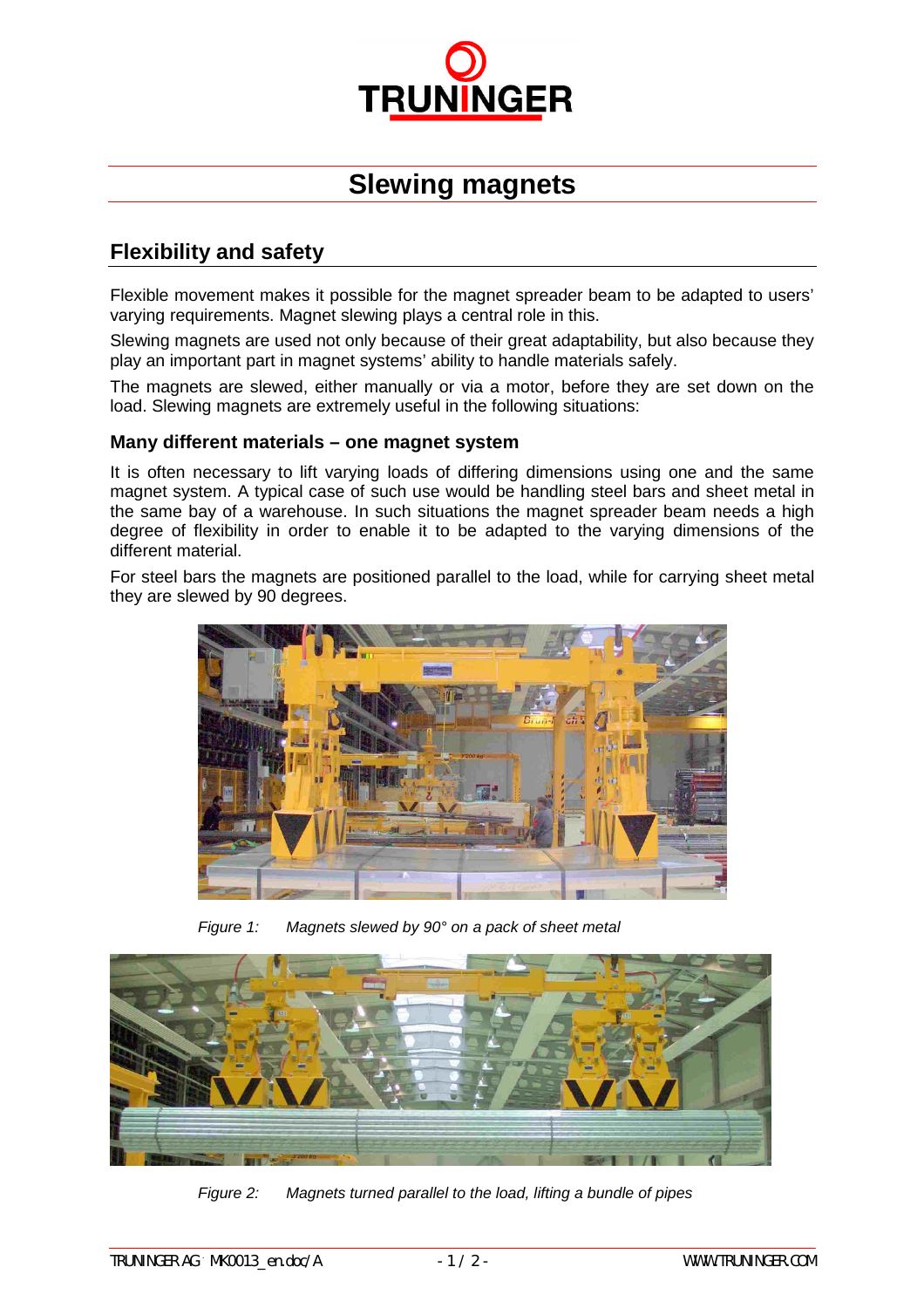# Slewing magnets

## Flexibility and safety

Flexible movement makes it possible for the magnet spreader beam to be adapted to users' varying requirements. Magnet slewing plays a central role in this.

Slewing magnets are used not only because of their great adaptability, but also because they play an important part in magnet systems' ability to handle materials safely.

The magnets are slewed, either manually or via a motor, before they are set down on the load. Slewing magnets are extremely useful in the following situations:

### Many different materials – one magnet system

It is often necessary to lift varying loads of differing dimensions using one and the same magnet system. A typical case of such use would be handling steel bars and sheet metal in the same bay of a warehouse. In such situations the magnet spreader beam needs a high degree of flexibility in order to enable it to be adapted to the varying dimensions of the different material.

For steel bars the magnets are positioned parallel to the load, while for carrying sheet metal they are slewed by 90 degrees.

*Figure 1: Magnets slewed by 90° on a pack of sheet metal*

*Figure 2: Magnets turned parallel to the load, lifting a bundle of pipes*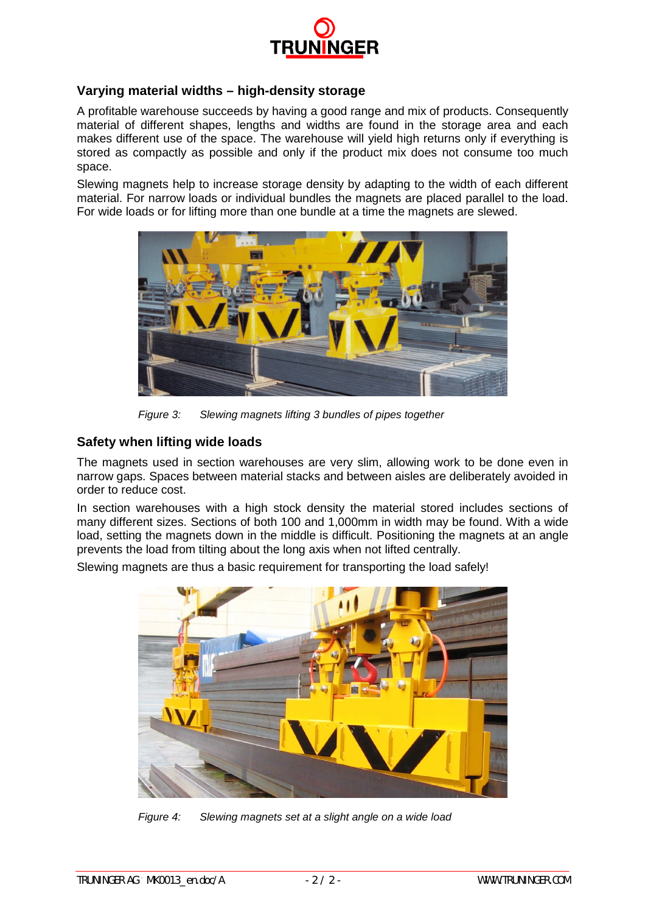## Varying material widths – high-density storage

A profitable warehouse succeeds by having a good range and mix of products. Consequently material of different shapes, lengths and widths are found in the storage area and each makes different use of the space. The warehouse will yield high returns only if everything is stored as compactly as possible and only if the product mix does not consume too much space.

Slewing magnets help to increase storage density by adapting to the width of each different material. For narrow loads or individual bundles the magnets are placed parallel to the load. For wide loads or for lifting more than one bundle at a time the magnets are slewed.

*Figure 3: Slewing magnets lifting 3 bundles of pipes together*

## Safety when lifting wide loads

The magnets used in section warehouses are very slim, allowing work to be done even in narrow gaps. Spaces between material stacks and between aisles are deliberately avoided in order to reduce cost.

In section warehouses with a high stock density the material stored includes sections of many different sizes. Sections of both 100 and 1,000mm in width may be found. With a wide load, setting the magnets down in the middle is difficult. Positioning the magnets at an angle prevents the load from tilting about the long axis when not lifted centrally.

Slewing magnets are thus a basic requirement for transporting the load safely!

*Figure 4: Slewing magnets set at a slight angle on a wide load*